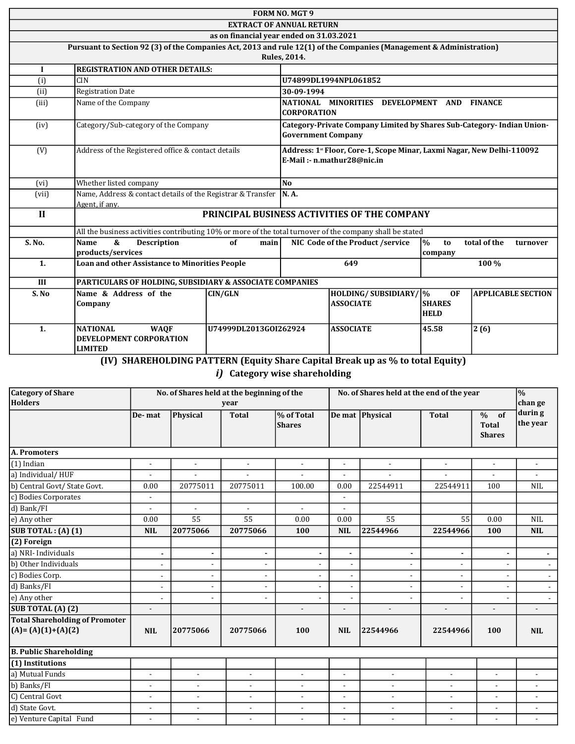**FORM NO. MGT 9**

**EXTRACT OF ANNUAL RETURN**

**as on financial year ended on 31.03.2021**

**Pursuant to Section 92 (3) of the Companies Act, 2013 and rule 12(1) of the Companies (Management & Administration) Rules, 2014.**

| I | REGISTRATION AND OTHER DETAILS: | |
|---|---|---|
| (i) | CIN | U74899DL1994NPL061852 |
| (ii) | Registration Date | 30-09-1994 |
| (iii) | Name of the Company | NATIONAL MINORITIES DEVELOPMENT AND FINANCE CORPORATION |
| (iv) | Category/Sub-category of the Company | Category-Private Company Limited by Shares Sub-Category- Indian Union-Government Company |
| (V) | Address of the Registered office & contact details | Address: 1st Floor, Core-1, Scope Minar, Laxmi Nagar, New Delhi-110092 E-Mail :- n.mathur28@nic.in |
| (vi) | Whether listed company | No |
| (vii) | Name, Address & contact details of the Registrar & Transfer Agent, if any. | N. A. |

**II PRINCIPAL BUSINESS ACTIVITIES OF THE COMPANY**

All the business activities contributing 10% or more of the total turnover of the company shall be stated

| S. No. | Name & Description of main products/services | NIC Code of the Product /service | % to total of the turnover company |
|---|---|---|---|
| 1. | Loan and other Assistance to Minorities People | 649 | 100 % |

**III PARTICULARS OF HOLDING, SUBSIDIARY & ASSOCIATE COMPANIES**

| S. No | Name & Address of the Company | CIN/GLN | HOLDING/ SUBSIDIARY/ ASSOCIATE | % OF SHARES HELD | APPLICABLE SECTION |
|---|---|---|---|---|---|
| 1. | NATIONAL WAQF DEVELOPMENT CORPORATION LIMITED | U74999DL2013GOI262924 | ASSOCIATE | 45.58 | 2 (6) |

## (IV) SHAREHOLDING PATTERN (Equity Share Capital Break up as % to total Equity)

### *i)* Category wise shareholding

| Category of Share Holders | No. of Shares held at the beginning of the year | | | | No. of Shares held at the end of the year | | | | % change during the year |
|---|---|---|---|---|---|---|---|---|---|
| | De- mat | Physical | Total | % of Total Shares | De mat | Physical | Total | % of Total Shares | |
| **A. Promoters** | | | | | | | | | |
| (1) Indian | - | - | - | - | - | - | - | - | - |
| a) Individual/ HUF | - | - | - | - | - | - | - | - | - |
| b) Central Govt/ State Govt. | 0.00 | 20775011 | 20775011 | 100.00 | 0.00 | 22544911 | 22544911 | 100 | NIL |
| c) Bodies Corporates | - | | | | - | | | | |
| d) Bank/FI | - | - | - | - | - | | | | |
| e) Any other | 0.00 | 55 | 55 | 0.00 | 0.00 | 55 | 55 | 0.00 | NIL |
| **SUB TOTAL : (A) (1)** | **NIL** | **20775066** | **20775066** | **100** | **NIL** | **22544966** | **22544966** | **100** | **NIL** |
| **(2) Foreign** | | | | | | | | | |
| a) NRI- Individuals | - | - | - | - | - | - | - | - | - |
| b) Other Individuals | - | - | - | - | - | - | - | - | - |
| c) Bodies Corp. | - | - | - | - | - | - | - | - | - |
| d) Banks/FI | - | - | - | - | - | - | - | - | - |
| e) Any other | - | - | - | - | - | - | - | - | - |
| **SUB TOTAL (A) (2)** | - | | | - | - | - | - | - | - |
| **Total Shareholding of Promoter (A)= (A)(1)+(A)(2)** | **NIL** | **20775066** | **20775066** | **100** | **NIL** | **22544966** | **22544966** | **100** | **NIL** |
| **B. Public Shareholding** | | | | | | | | | |
| **(1) Institutions** | | | | | | | | | |
| a) Mutual Funds | - | - | - | - | - | - | - | - | - |
| b) Banks/FI | - | - | - | - | - | - | - | - | - |
| C) Central Govt | - | - | - | - | - | - | - | - | - |
| d) State Govt. | - | - | - | - | - | - | - | - | - |
| e) Venture Capital Fund | - | - | - | - | - | - | - | - | - |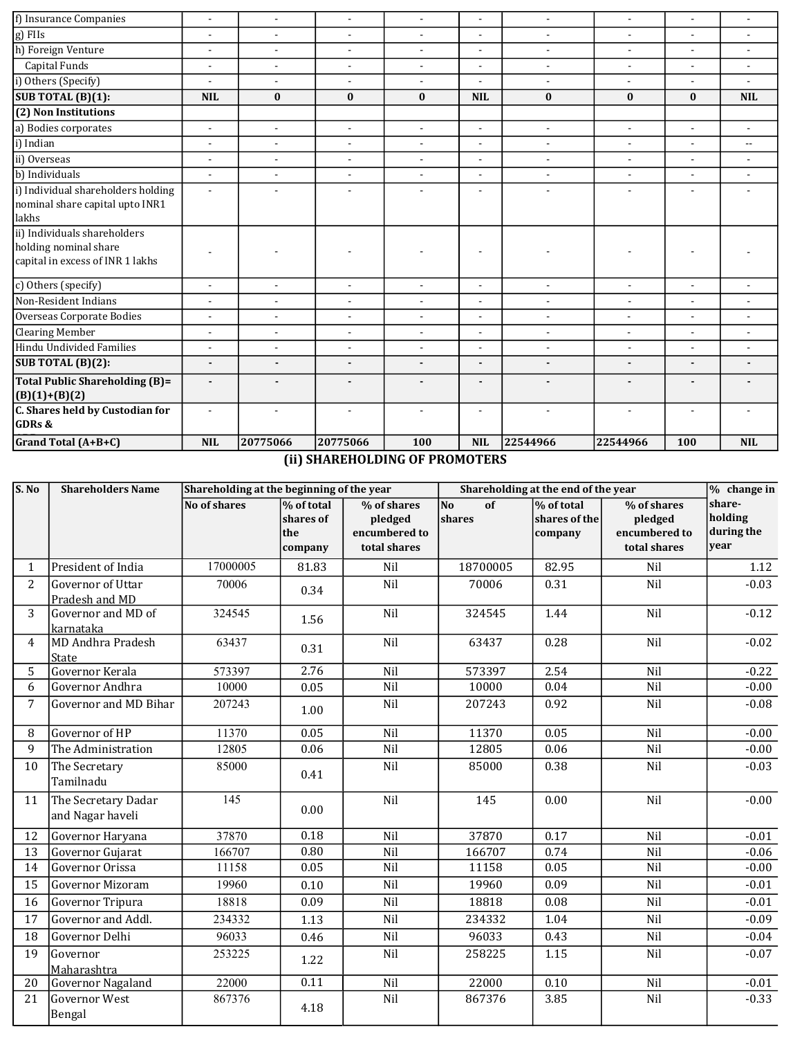| | | | | | | | | | |
|---|---|---|---|---|---|---|---|---|---|
| f) Insurance Companies | - | - | - | - | - | - | - | - | - |
| g) FIIs | - | - | - | - | - | - | - | - | - |
| h) Foreign Venture Capital Funds | - | - | - | - | - | - | - | - | - |
| i) Others (Specify) | - | - | - | - | - | - | - | - | - |
| **SUB TOTAL (B)(1):** | **NIL** | **0** | **0** | **0** | **NIL** | **0** | **0** | **0** | **NIL** |
| **(2) Non Institutions** | | | | | | | | | |
| a) Bodies corporates | - | - | - | - | - | - | - | - | - |
| i) Indian | - | - | - | - | - | - | - | - | -- |
| ii) Overseas | - | - | - | - | - | - | - | - | - |
| b) Individuals | - | - | - | - | - | - | - | - | - |
| i) Individual shareholders holding nominal share capital upto INR1 lakhs | - | - | - | - | - | - | - | - | - |
| ii) Individuals shareholders holding nominal share capital in excess of INR 1 lakhs | - | - | - | - | - | - | - | - | - |
| c) Others (specify) | - | - | - | - | - | - | - | - | - |
| Non-Resident Indians | - | - | - | - | - | - | - | - | - |
| Overseas Corporate Bodies | - | - | - | - | - | - | - | - | - |
| Clearing Member | - | - | - | - | - | - | - | - | - |
| Hindu Undivided Families | - | - | - | - | - | - | - | - | - |
| **SUB TOTAL (B)(2):** | **-** | **-** | **-** | **-** | **-** | **-** | **-** | **-** | **-** |
| **Total Public Shareholding (B)= (B)(1)+(B)(2)** | **-** | **-** | **-** | **-** | **-** | **-** | **-** | **-** | **-** |
| **C. Shares held by Custodian for GDRs &** | - | - | - | - | - | - | - | - | - |
| **Grand Total (A+B+C)** | **NIL** | **20775066** | **20775066** | **100** | **NIL** | **22544966** | **22544966** | **100** | **NIL** |

## (ii) SHAREHOLDING OF PROMOTERS

| S. No | Shareholders Name | Shareholding at the beginning of the year | | | Shareholding at the end of the year | | | % change in share-holding during the year |
|---|---|---|---|---|---|---|---|---|
| | | No of shares | % of total shares of the company | % of shares pledged encumbered to total shares | No of shares | % of total shares of the company | % of shares pledged encumbered to total shares | |
| 1 | President of India | 17000005 | 81.83 | Nil | 18700005 | 82.95 | Nil | 1.12 |
| 2 | Governor of Uttar Pradesh and MD | 70006 | 0.34 | Nil | 70006 | 0.31 | Nil | -0.03 |
| 3 | Governor and MD of karnataka | 324545 | 1.56 | Nil | 324545 | 1.44 | Nil | -0.12 |
| 4 | MD Andhra Pradesh State | 63437 | 0.31 | Nil | 63437 | 0.28 | Nil | -0.02 |
| 5 | Governor Kerala | 573397 | 2.76 | Nil | 573397 | 2.54 | Nil | -0.22 |
| 6 | Governor Andhra | 10000 | 0.05 | Nil | 10000 | 0.04 | Nil | -0.00 |
| 7 | Governor and MD Bihar | 207243 | 1.00 | Nil | 207243 | 0.92 | Nil | -0.08 |
| 8 | Governor of HP | 11370 | 0.05 | Nil | 11370 | 0.05 | Nil | -0.00 |
| 9 | The Administration | 12805 | 0.06 | Nil | 12805 | 0.06 | Nil | -0.00 |
| 10 | The Secretary Tamilnadu | 85000 | 0.41 | Nil | 85000 | 0.38 | Nil | -0.03 |
| 11 | The Secretary Dadar and Nagar haveli | 145 | 0.00 | Nil | 145 | 0.00 | Nil | -0.00 |
| 12 | Governor Haryana | 37870 | 0.18 | Nil | 37870 | 0.17 | Nil | -0.01 |
| 13 | Governor Gujarat | 166707 | 0.80 | Nil | 166707 | 0.74 | Nil | -0.06 |
| 14 | Governor Orissa | 11158 | 0.05 | Nil | 11158 | 0.05 | Nil | -0.00 |
| 15 | Governor Mizoram | 19960 | 0.10 | Nil | 19960 | 0.09 | Nil | -0.01 |
| 16 | Governor Tripura | 18818 | 0.09 | Nil | 18818 | 0.08 | Nil | -0.01 |
| 17 | Governor and Addl. | 234332 | 1.13 | Nil | 234332 | 1.04 | Nil | -0.09 |
| 18 | Governor Delhi | 96033 | 0.46 | Nil | 96033 | 0.43 | Nil | -0.04 |
| 19 | Governor Maharashtra | 253225 | 1.22 | Nil | 258225 | 1.15 | Nil | -0.07 |
| 20 | Governor Nagaland | 22000 | 0.11 | Nil | 22000 | 0.10 | Nil | -0.01 |
| 21 | Governor West Bengal | 867376 | 4.18 | Nil | 867376 | 3.85 | Nil | -0.33 |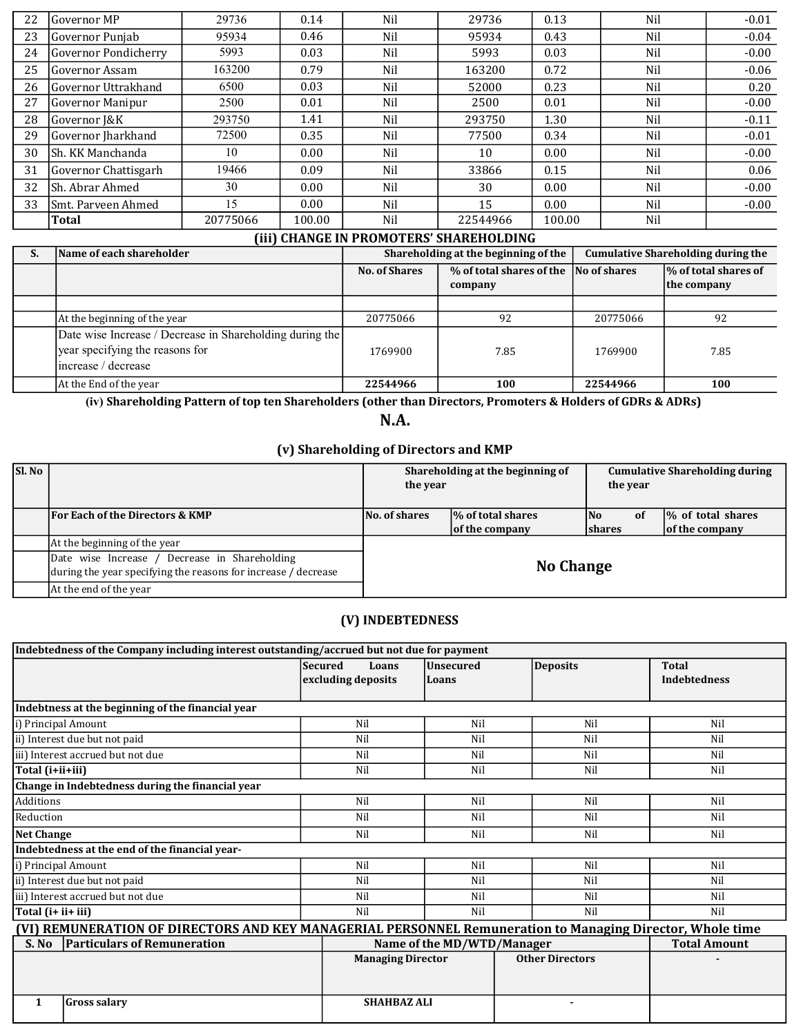| 22 | Governor MP | 29736 | 0.14 | Nil | 29736 | 0.13 | Nil | -0.01 |
|---|---|---|---|---|---|---|---|---|
| 23 | Governor Punjab | 95934 | 0.46 | Nil | 95934 | 0.43 | Nil | -0.04 |
| 24 | Governor Pondicherry | 5993 | 0.03 | Nil | 5993 | 0.03 | Nil | -0.00 |
| 25 | Governor Assam | 163200 | 0.79 | Nil | 163200 | 0.72 | Nil | -0.06 |
| 26 | Governor Uttrakhand | 6500 | 0.03 | Nil | 52000 | 0.23 | Nil | 0.20 |
| 27 | Governor Manipur | 2500 | 0.01 | Nil | 2500 | 0.01 | Nil | -0.00 |
| 28 | Governor J&K | 293750 | 1.41 | Nil | 293750 | 1.30 | Nil | -0.11 |
| 29 | Governor Jharkhand | 72500 | 0.35 | Nil | 77500 | 0.34 | Nil | -0.01 |
| 30 | Sh. KK Manchanda | 10 | 0.00 | Nil | 10 | 0.00 | Nil | -0.00 |
| 31 | Governor Chattisgarh | 19466 | 0.09 | Nil | 33866 | 0.15 | Nil | 0.06 |
| 32 | Sh. Abrar Ahmed | 30 | 0.00 | Nil | 30 | 0.00 | Nil | -0.00 |
| 33 | Smt. Parveen Ahmed | 15 | 0.00 | Nil | 15 | 0.00 | Nil | -0.00 |
| | **Total** | 20775066 | 100.00 | Nil | 22544966 | 100.00 | Nil | |

## (iii) CHANGE IN PROMOTERS' SHAREHOLDING

| S. | Name of each shareholder | Shareholding at the beginning of the | | Cumulative Shareholding during the | |
|---|---|---|---|---|---|
| | | No. of Shares | % of total shares of the company | No of shares | % of total shares of the company |
| | | | | | |
| | At the beginning of the year | 20775066 | 92 | 20775066 | 92 |
| | Date wise Increase / Decrease in Shareholding during the year specifying the reasons for increase / decrease | 1769900 | 7.85 | 1769900 | 7.85 |
| | At the End of the year | **22544966** | **100** | **22544966** | **100** |

## (iv) Shareholding Pattern of top ten Shareholders (other than Directors, Promoters & Holders of GDRs & ADRs)

**N.A.**

## (v) Shareholding of Directors and KMP

| Sl. No | | Shareholding at the beginning of the year | | Cumulative Shareholding during the year | |
|---|---|---|---|---|---|
| | For Each of the Directors & KMP | No. of shares | % of total shares of the company | No of shares | % of total shares of the company |
| | At the beginning of the year | **No Change** | | | |
| | Date wise Increase / Decrease in Shareholding during the year specifying the reasons for increase / decrease | | | | |
| | At the end of the year | | | | |

## (V) INDEBTEDNESS

| Indebtedness of the Company including interest outstanding/accrued but not due for payment | | | | |
|---|---|---|---|---|
| | Secured Loans excluding deposits | Unsecured Loans | Deposits | Total Indebtedness |
| **Indebtness at the beginning of the financial year** | | | | |
| i) Principal Amount | Nil | Nil | Nil | Nil |
| ii) Interest due but not paid | Nil | Nil | Nil | Nil |
| iii) Interest accrued but not due | Nil | Nil | Nil | Nil |
| **Total (i+ii+iii)** | Nil | Nil | Nil | Nil |
| **Change in Indebtedness during the financial year** | | | | |
| Additions | Nil | Nil | Nil | Nil |
| Reduction | Nil | Nil | Nil | Nil |
| **Net Change** | Nil | Nil | Nil | Nil |
| **Indebtedness at the end of the financial year-** | | | | |
| i) Principal Amount | Nil | Nil | Nil | Nil |
| ii) Interest due but not paid | Nil | Nil | Nil | Nil |
| iii) Interest accrued but not due | Nil | Nil | Nil | Nil |
| **Total (i+ ii+ iii)** | Nil | Nil | Nil | Nil |

## (VI) REMUNERATION OF DIRECTORS AND KEY MANAGERIAL PERSONNEL Remuneration to Managing Director, Whole time

| S. No | Particulars of Remuneration | Name of the MD/WTD/Manager | | Total Amount |
|---|---|---|---|---|
| | | Managing Director | Other Directors | - |
| 1 | Gross salary | SHAHBAZ ALI | - | |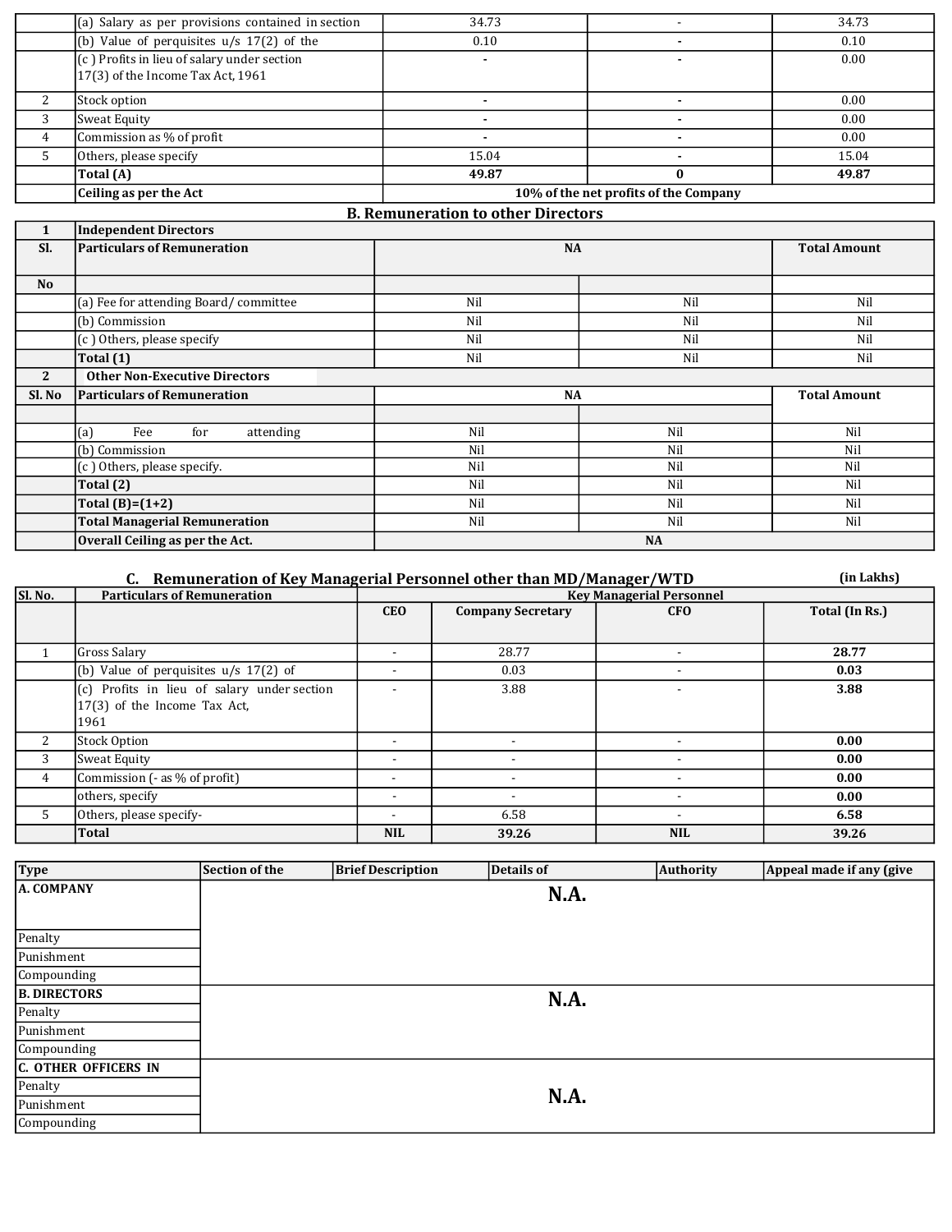| | | | | |
|---|---|---|---|---|
| | (a) Salary as per provisions contained in section | 34.73 | - | 34.73 |
| | (b) Value of perquisites u/s 17(2) of the | 0.10 | - | 0.10 |
| | (c ) Profits in lieu of salary under section 17(3) of the Income Tax Act, 1961 | - | - | 0.00 |
| 2 | Stock option | - | - | 0.00 |
| 3 | Sweat Equity | - | - | 0.00 |
| 4 | Commission as % of profit | - | - | 0.00 |
| 5 | Others, please specify | 15.04 | - | 15.04 |
| | **Total (A)** | **49.87** | **0** | **49.87** |
| | **Ceiling as per the Act** | **10% of the net profits of the Company** | | |

## B. Remuneration to other Directors

| **1** | **Independent Directors** | | | |
|---|---|---|---|---|
| **Sl. No** | **Particulars of Remuneration** | **NA** | | **Total Amount** |
| | (a) Fee for attending Board/ committee | Nil | Nil | Nil |
| | (b) Commission | Nil | Nil | Nil |
| | (c ) Others, please specify | Nil | Nil | Nil |
| | **Total (1)** | Nil | Nil | Nil |
| **2** | **Other Non-Executive Directors** | | | |
| **Sl. No** | **Particulars of Remuneration** | **NA** | | **Total Amount** |
| | (a) Fee for attending | Nil | Nil | Nil |
| | (b) Commission | Nil | Nil | Nil |
| | (c ) Others, please specify. | Nil | Nil | Nil |
| | **Total (2)** | Nil | Nil | Nil |
| | **Total (B)=(1+2)** | Nil | Nil | Nil |
| | **Total Managerial Remuneration** | Nil | Nil | Nil |
| | **Overall Ceiling as per the Act.** | **NA** | | |

## C. Remuneration of Key Managerial Personnel other than MD/Manager/WTD

**(in Lakhs)**

| **Sl. No.** | **Particulars of Remuneration** | **Key Managerial Personnel** | | | |
|---|---|---|---|---|---|
| | | **CEO** | **Company Secretary** | **CFO** | **Total (In Rs.)** |
| 1 | Gross Salary | - | 28.77 | - | **28.77** |
| | (b) Value of perquisites u/s 17(2) of | - | 0.03 | - | **0.03** |
| | (c) Profits in lieu of salary under section 17(3) of the Income Tax Act, 1961 | - | 3.88 | - | **3.88** |
| 2 | Stock Option | - | - | - | **0.00** |
| 3 | Sweat Equity | - | - | - | **0.00** |
| 4 | Commission (- as % of profit) | - | - | - | **0.00** |
| | others, specify | - | - | - | **0.00** |
| 5 | Others, please specify- | - | 6.58 | - | **6.58** |
| | **Total** | **NIL** | **39.26** | **NIL** | **39.26** |

| **Type** | **Section of the** | **Brief Description** | **Details of** | **Authority** | **Appeal made if any (give** |
|---|---|---|---|---|---|
| **A. COMPANY** | **N.A.** | | | | |
| Penalty | | | | | |
| Punishment | | | | | |
| Compounding | | | | | |
| **B. DIRECTORS** | **N.A.** | | | | |
| Penalty | | | | | |
| Punishment | | | | | |
| Compounding | | | | | |
| **C. OTHER OFFICERS IN** | **N.A.** | | | | |
| Penalty | | | | | |
| Punishment | | | | | |
| Compounding | | | | | |